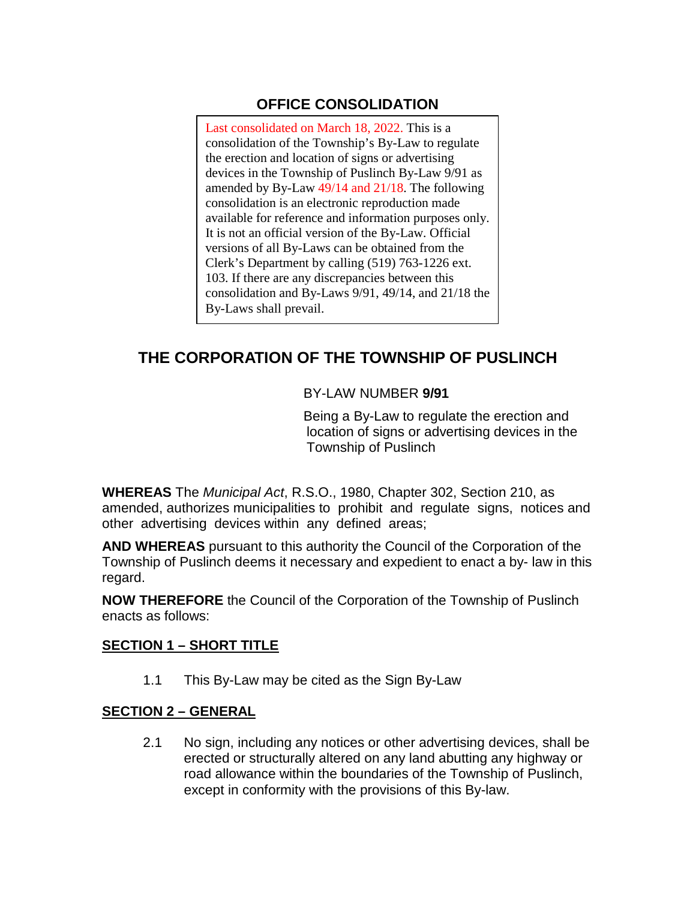## OFFICE CONSOLIDATION

Last consolidated on March 18, 2022. This is a consolidation of the Township's By-Law to regulate the erection and location of signs or advertising devices in the Township of Puslinch By-Law 9/91 as amended by By-Law 49/14 and 21/18. The following consolidation is an electronic reproduction made available for reference and information purposes only. It is not an official version of the By-Law. Official versions of all By-Laws can be obtained from the Clerk's Department by calling (519) 763-1226 ext. 103. If there are any discrepancies between this consolidation and By-Laws 9/91, 49/14, and 21/18 the By-Laws shall prevail.

# THE CORPORATION OF THE TOWNSHIP OF PUSLINCH

BY-LAW NUMBER **9/91**

Being a By-Law to regulate the erection and location of signs or advertising devices in the Township of Puslinch

**WHEREAS** The *Municipal Act*, R.S.O., 1980, Chapter 302, Section 210, as amended, authorizes municipalities to prohibit and regulate signs, notices and other advertising devices within any defined areas;

**AND WHEREAS** pursuant to this authority the Council of the Corporation of the Township of Puslinch deems it necessary and expedient to enact a by- law in this regard.

**NOW THEREFORE** the Council of the Corporation of the Township of Puslinch enacts as follows:

**SECTION 1 – SHORT TITLE**

1.1 This By-Law may be cited as the Sign By-Law

**SECTION 2 – GENERAL**

2.1 No sign, including any notices or other advertising devices, shall be erected or structurally altered on any land abutting any highway or road allowance within the boundaries of the Township of Puslinch, except in conformity with the provisions of this By-law.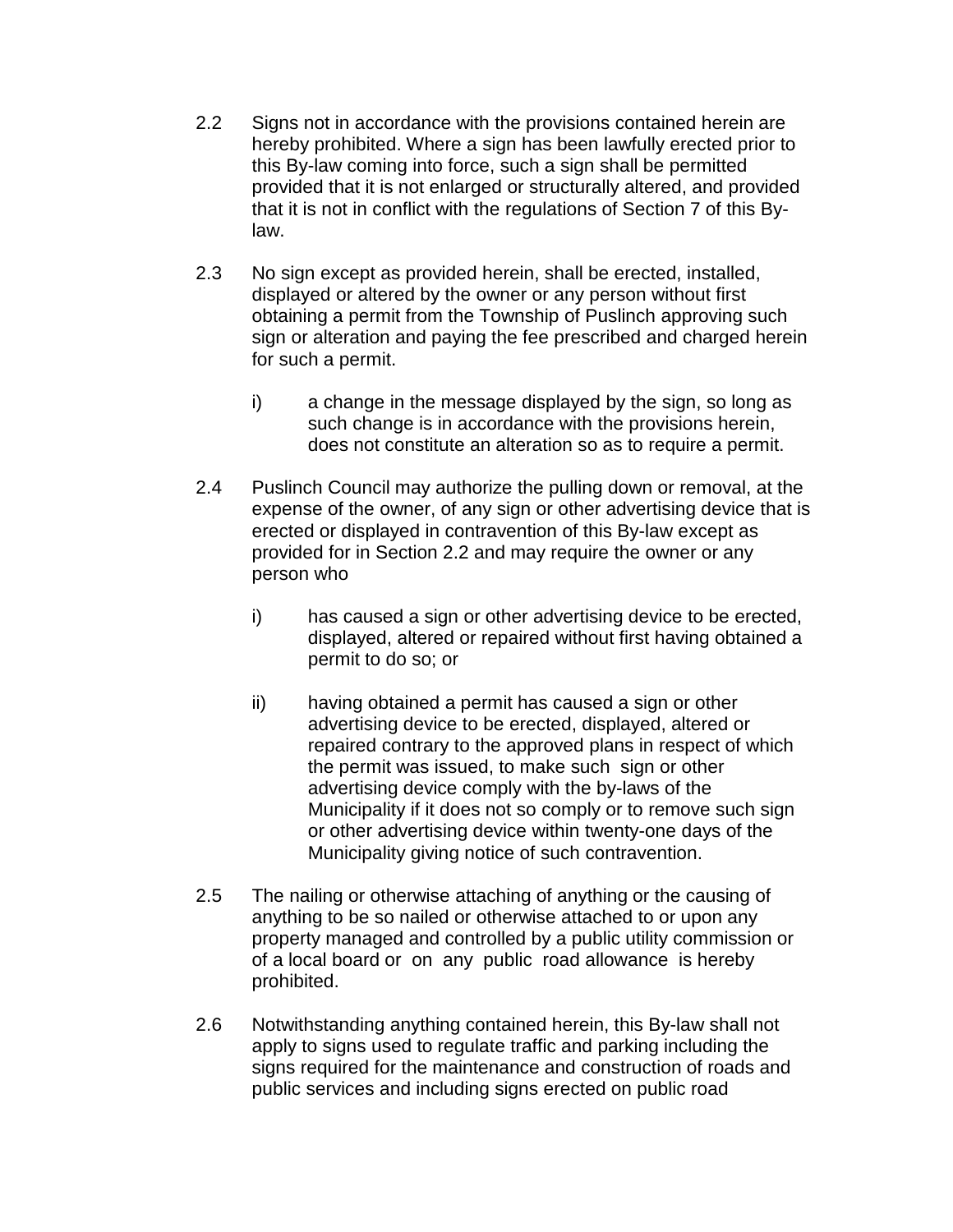2.2 Signs not in accordance with the provisions contained herein are hereby prohibited. Where a sign has been lawfully erected prior to this By-law coming into force, such a sign shall be permitted provided that it is not enlarged or structurally altered, and provided that it is not in conflict with the regulations of Section 7 of this By-law.

2.3 No sign except as provided herein, shall be erected, installed, displayed or altered by the owner or any person without first obtaining a permit from the Township of Puslinch approving such sign or alteration and paying the fee prescribed and charged herein for such a permit.

  i) a change in the message displayed by the sign, so long as such change is in accordance with the provisions herein, does not constitute an alteration so as to require a permit.

2.4 Puslinch Council may authorize the pulling down or removal, at the expense of the owner, of any sign or other advertising device that is erected or displayed in contravention of this By-law except as provided for in Section 2.2 and may require the owner or any person who

  i) has caused a sign or other advertising device to be erected, displayed, altered or repaired without first having obtained a permit to do so; or

  ii) having obtained a permit has caused a sign or other advertising device to be erected, displayed, altered or repaired contrary to the approved plans in respect of which the permit was issued, to make such sign or other advertising device comply with the by-laws of the Municipality if it does not so comply or to remove such sign or other advertising device within twenty-one days of the Municipality giving notice of such contravention.

2.5 The nailing or otherwise attaching of anything or the causing of anything to be so nailed or otherwise attached to or upon any property managed and controlled by a public utility commission or of a local board or on any public road allowance is hereby prohibited.

2.6 Notwithstanding anything contained herein, this By-law shall not apply to signs used to regulate traffic and parking including the signs required for the maintenance and construction of roads and public services and including signs erected on public road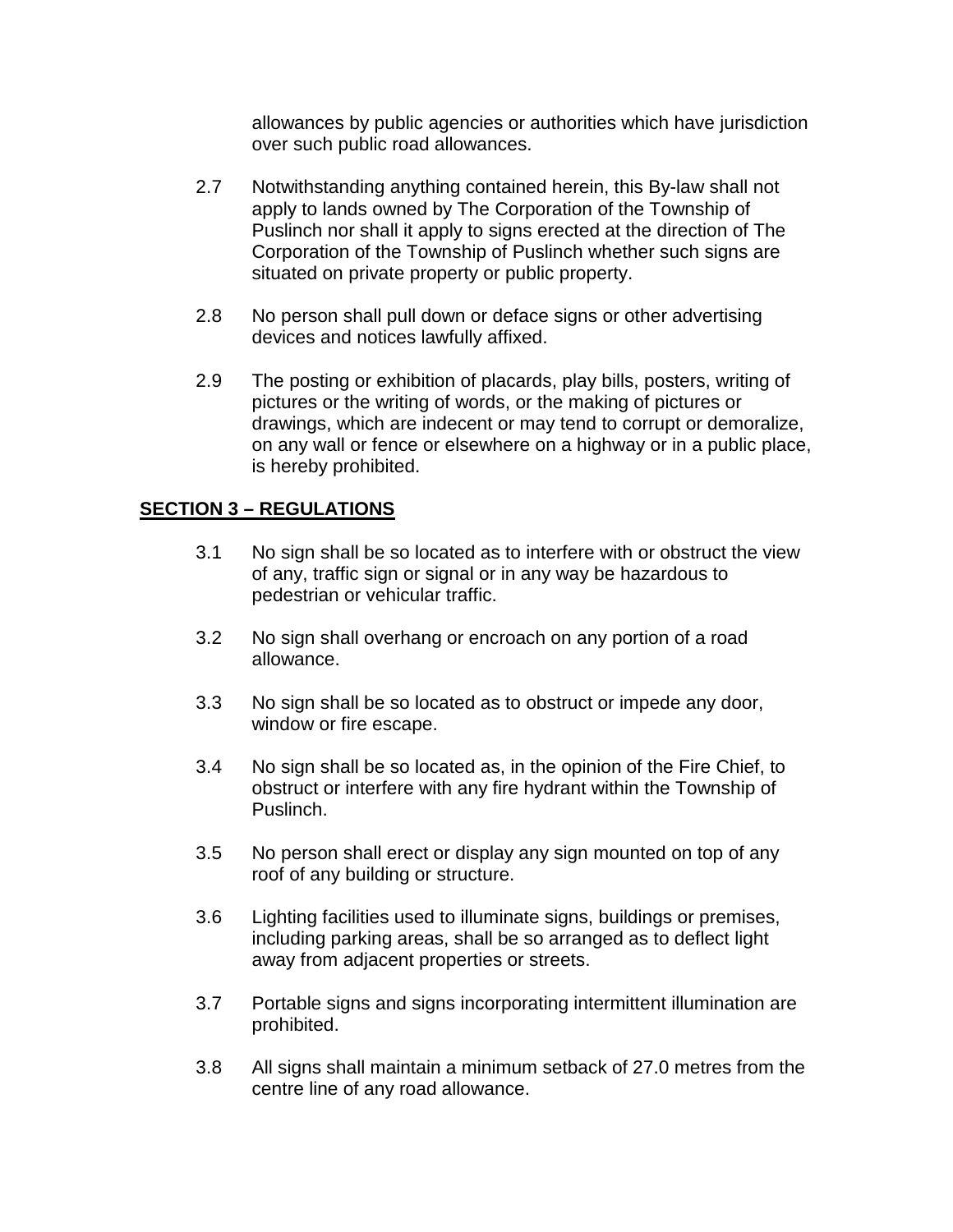allowances by public agencies or authorities which have jurisdiction over such public road allowances.

2.7 Notwithstanding anything contained herein, this By-law shall not apply to lands owned by The Corporation of the Township of Puslinch nor shall it apply to signs erected at the direction of The Corporation of the Township of Puslinch whether such signs are situated on private property or public property.

2.8 No person shall pull down or deface signs or other advertising devices and notices lawfully affixed.

2.9 The posting or exhibition of placards, play bills, posters, writing of pictures or the writing of words, or the making of pictures or drawings, which are indecent or may tend to corrupt or demoralize, on any wall or fence or elsewhere on a highway or in a public place, is hereby prohibited.

## SECTION 3 – REGULATIONS

3.1 No sign shall be so located as to interfere with or obstruct the view of any, traffic sign or signal or in any way be hazardous to pedestrian or vehicular traffic.

3.2 No sign shall overhang or encroach on any portion of a road allowance.

3.3 No sign shall be so located as to obstruct or impede any door, window or fire escape.

3.4 No sign shall be so located as, in the opinion of the Fire Chief, to obstruct or interfere with any fire hydrant within the Township of Puslinch.

3.5 No person shall erect or display any sign mounted on top of any roof of any building or structure.

3.6 Lighting facilities used to illuminate signs, buildings or premises, including parking areas, shall be so arranged as to deflect light away from adjacent properties or streets.

3.7 Portable signs and signs incorporating intermittent illumination are prohibited.

3.8 All signs shall maintain a minimum setback of 27.0 metres from the centre line of any road allowance.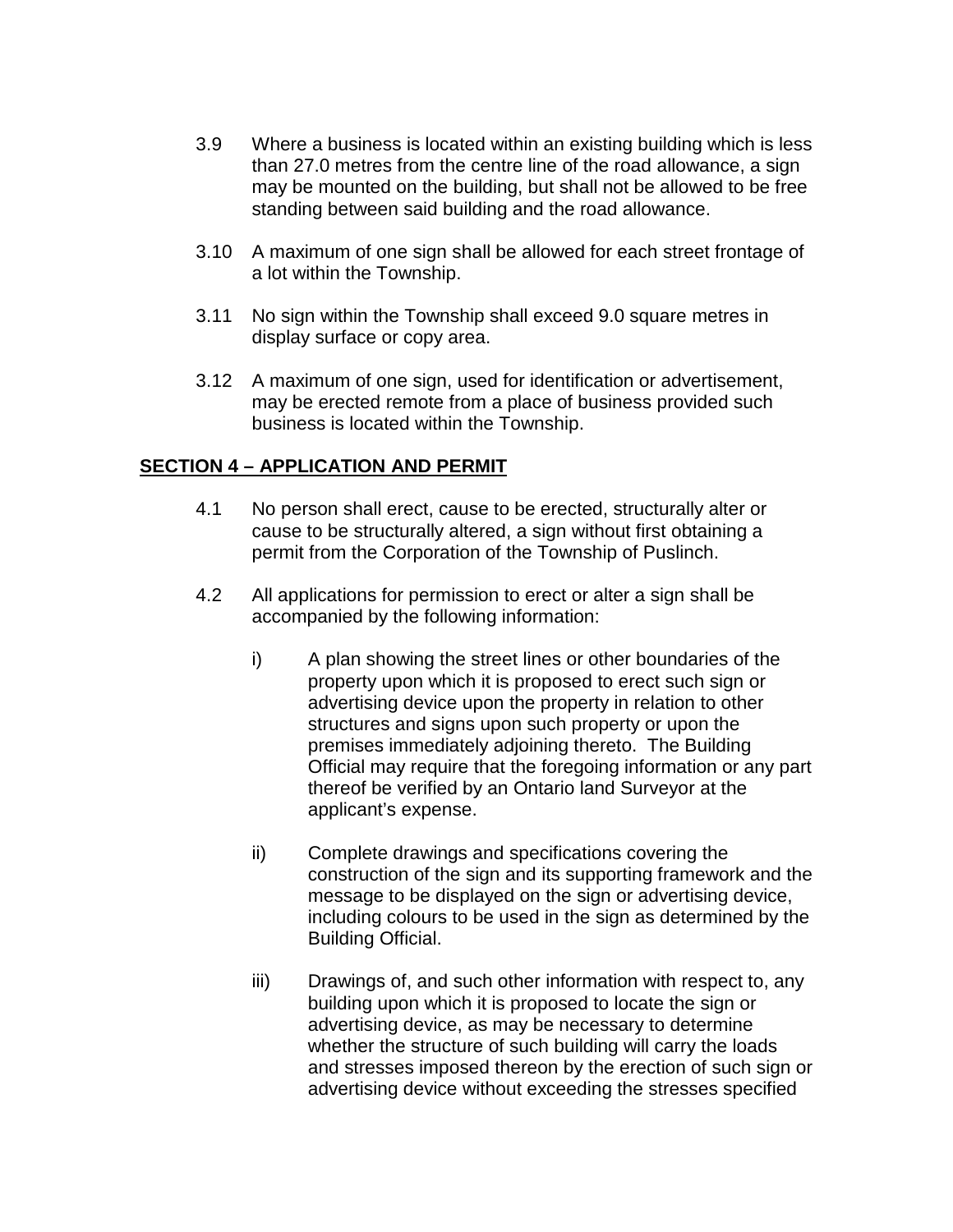3.9 Where a business is located within an existing building which is less than 27.0 metres from the centre line of the road allowance, a sign may be mounted on the building, but shall not be allowed to be free standing between said building and the road allowance.

3.10 A maximum of one sign shall be allowed for each street frontage of a lot within the Township.

3.11 No sign within the Township shall exceed 9.0 square metres in display surface or copy area.

3.12 A maximum of one sign, used for identification or advertisement, may be erected remote from a place of business provided such business is located within the Township.

## SECTION 4 – APPLICATION AND PERMIT

4.1 No person shall erect, cause to be erected, structurally alter or cause to be structurally altered, a sign without first obtaining a permit from the Corporation of the Township of Puslinch.

4.2 All applications for permission to erect or alter a sign shall be accompanied by the following information:

i) A plan showing the street lines or other boundaries of the property upon which it is proposed to erect such sign or advertising device upon the property in relation to other structures and signs upon such property or upon the premises immediately adjoining thereto. The Building Official may require that the foregoing information or any part thereof be verified by an Ontario land Surveyor at the applicant's expense.

ii) Complete drawings and specifications covering the construction of the sign and its supporting framework and the message to be displayed on the sign or advertising device, including colours to be used in the sign as determined by the Building Official.

iii) Drawings of, and such other information with respect to, any building upon which it is proposed to locate the sign or advertising device, as may be necessary to determine whether the structure of such building will carry the loads and stresses imposed thereon by the erection of such sign or advertising device without exceeding the stresses specified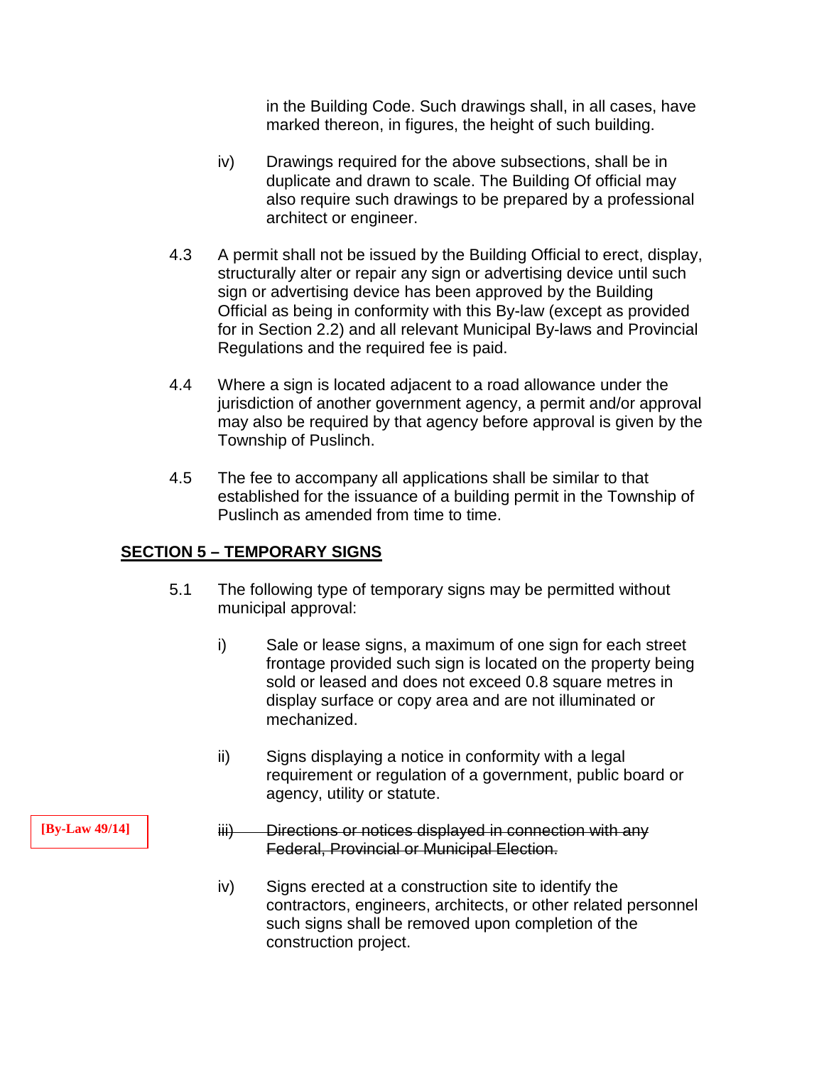in the Building Code. Such drawings shall, in all cases, have marked thereon, in figures, the height of such building.

iv) Drawings required for the above subsections, shall be in duplicate and drawn to scale. The Building Of official may also require such drawings to be prepared by a professional architect or engineer.

4.3 A permit shall not be issued by the Building Official to erect, display, structurally alter or repair any sign or advertising device until such sign or advertising device has been approved by the Building Official as being in conformity with this By-law (except as provided for in Section 2.2) and all relevant Municipal By-laws and Provincial Regulations and the required fee is paid.

4.4 Where a sign is located adjacent to a road allowance under the jurisdiction of another government agency, a permit and/or approval may also be required by that agency before approval is given by the Township of Puslinch.

4.5 The fee to accompany all applications shall be similar to that established for the issuance of a building permit in the Township of Puslinch as amended from time to time.

## SECTION 5 – TEMPORARY SIGNS

5.1 The following type of temporary signs may be permitted without municipal approval:

i) Sale or lease signs, a maximum of one sign for each street frontage provided such sign is located on the property being sold or leased and does not exceed 0.8 square metres in display surface or copy area and are not illuminated or mechanized.

ii) Signs displaying a notice in conformity with a legal requirement or regulation of a government, public board or agency, utility or statute.

[By-Law 49/14]

~~iii) Directions or notices displayed in connection with any Federal, Provincial or Municipal Election.~~

iv) Signs erected at a construction site to identify the contractors, engineers, architects, or other related personnel such signs shall be removed upon completion of the construction project.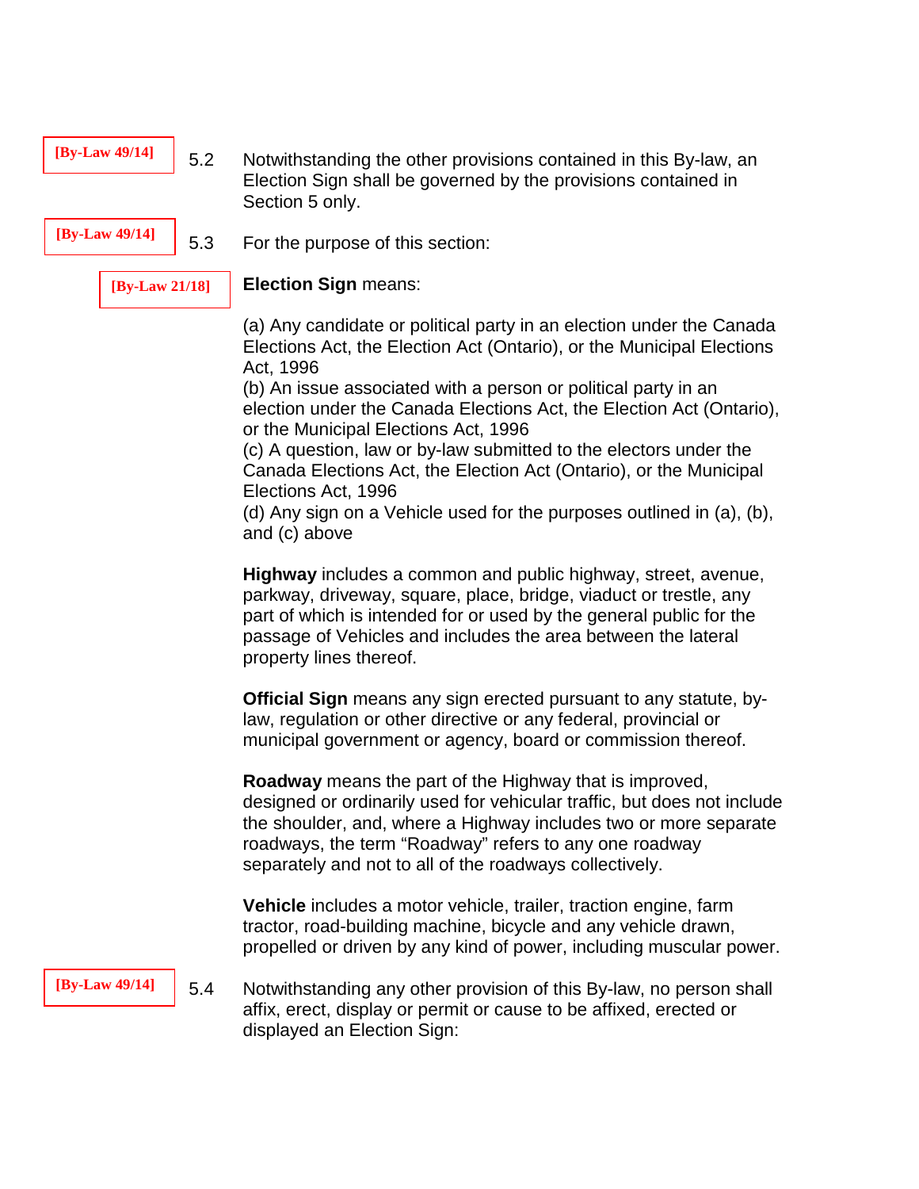[By-Law 49/14] 5.2 Notwithstanding the other provisions contained in this By-law, an Election Sign shall be governed by the provisions contained in Section 5 only.

[By-Law 49/14] 5.3 For the purpose of this section:

[By-Law 21/18] **Election Sign** means:

(a) Any candidate or political party in an election under the Canada Elections Act, the Election Act (Ontario), or the Municipal Elections Act, 1996
(b) An issue associated with a person or political party in an election under the Canada Elections Act, the Election Act (Ontario), or the Municipal Elections Act, 1996
(c) A question, law or by-law submitted to the electors under the Canada Elections Act, the Election Act (Ontario), or the Municipal Elections Act, 1996
(d) Any sign on a Vehicle used for the purposes outlined in (a), (b), and (c) above

**Highway** includes a common and public highway, street, avenue, parkway, driveway, square, place, bridge, viaduct or trestle, any part of which is intended for or used by the general public for the passage of Vehicles and includes the area between the lateral property lines thereof.

**Official Sign** means any sign erected pursuant to any statute, by-law, regulation or other directive or any federal, provincial or municipal government or agency, board or commission thereof.

**Roadway** means the part of the Highway that is improved, designed or ordinarily used for vehicular traffic, but does not include the shoulder, and, where a Highway includes two or more separate roadways, the term “Roadway” refers to any one roadway separately and not to all of the roadways collectively.

**Vehicle** includes a motor vehicle, trailer, traction engine, farm tractor, road-building machine, bicycle and any vehicle drawn, propelled or driven by any kind of power, including muscular power.

[By-Law 49/14] 5.4 Notwithstanding any other provision of this By-law, no person shall affix, erect, display or permit or cause to be affixed, erected or displayed an Election Sign: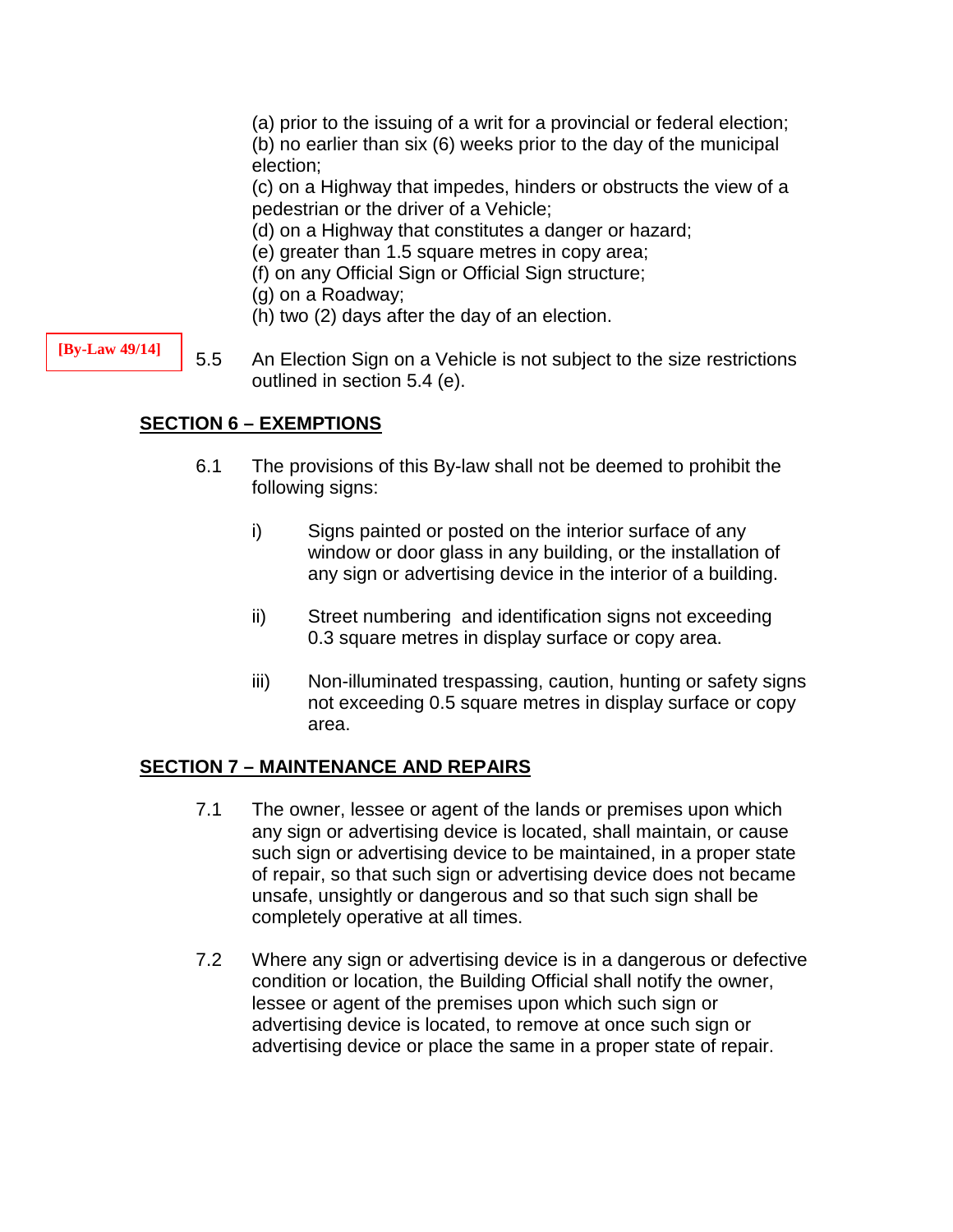(a) prior to the issuing of a writ for a provincial or federal election;
(b) no earlier than six (6) weeks prior to the day of the municipal election;
(c) on a Highway that impedes, hinders or obstructs the view of a pedestrian or the driver of a Vehicle;
(d) on a Highway that constitutes a danger or hazard;
(e) greater than 1.5 square metres in copy area;
(f) on any Official Sign or Official Sign structure;
(g) on a Roadway;
(h) two (2) days after the day of an election.

[By-Law 49/14]

5.5 An Election Sign on a Vehicle is not subject to the size restrictions outlined in section 5.4 (e).

## SECTION 6 – EXEMPTIONS

6.1 The provisions of this By-law shall not be deemed to prohibit the following signs:

i) Signs painted or posted on the interior surface of any window or door glass in any building, or the installation of any sign or advertising device in the interior of a building.

ii) Street numbering and identification signs not exceeding 0.3 square metres in display surface or copy area.

iii) Non-illuminated trespassing, caution, hunting or safety signs not exceeding 0.5 square metres in display surface or copy area.

## SECTION 7 – MAINTENANCE AND REPAIRS

7.1 The owner, lessee or agent of the lands or premises upon which any sign or advertising device is located, shall maintain, or cause such sign or advertising device to be maintained, in a proper state of repair, so that such sign or advertising device does not became unsafe, unsightly or dangerous and so that such sign shall be completely operative at all times.

7.2 Where any sign or advertising device is in a dangerous or defective condition or location, the Building Official shall notify the owner, lessee or agent of the premises upon which such sign or advertising device is located, to remove at once such sign or advertising device or place the same in a proper state of repair.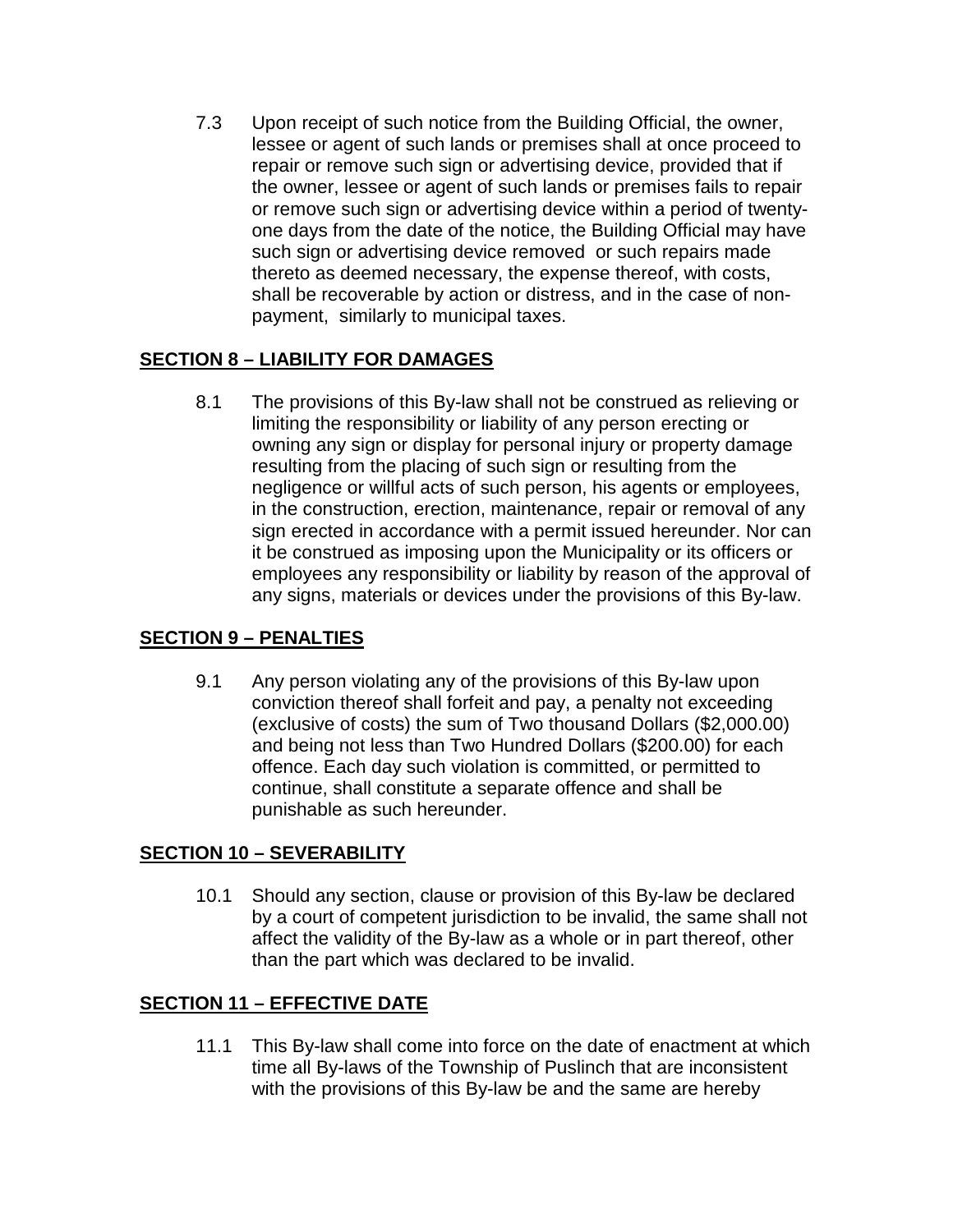7.3 Upon receipt of such notice from the Building Official, the owner, lessee or agent of such lands or premises shall at once proceed to repair or remove such sign or advertising device, provided that if the owner, lessee or agent of such lands or premises fails to repair or remove such sign or advertising device within a period of twenty-one days from the date of the notice, the Building Official may have such sign or advertising device removed or such repairs made thereto as deemed necessary, the expense thereof, with costs, shall be recoverable by action or distress, and in the case of non-payment, similarly to municipal taxes.

## SECTION 8 – LIABILITY FOR DAMAGES

8.1 The provisions of this By-law shall not be construed as relieving or limiting the responsibility or liability of any person erecting or owning any sign or display for personal injury or property damage resulting from the placing of such sign or resulting from the negligence or willful acts of such person, his agents or employees, in the construction, erection, maintenance, repair or removal of any sign erected in accordance with a permit issued hereunder. Nor can it be construed as imposing upon the Municipality or its officers or employees any responsibility or liability by reason of the approval of any signs, materials or devices under the provisions of this By-law.

## SECTION 9 – PENALTIES

9.1 Any person violating any of the provisions of this By-law upon conviction thereof shall forfeit and pay, a penalty not exceeding (exclusive of costs) the sum of Two thousand Dollars ($2,000.00) and being not less than Two Hundred Dollars ($200.00) for each offence. Each day such violation is committed, or permitted to continue, shall constitute a separate offence and shall be punishable as such hereunder.

## SECTION 10 – SEVERABILITY

10.1 Should any section, clause or provision of this By-law be declared by a court of competent jurisdiction to be invalid, the same shall not affect the validity of the By-law as a whole or in part thereof, other than the part which was declared to be invalid.

## SECTION 11 – EFFECTIVE DATE

11.1 This By-law shall come into force on the date of enactment at which time all By-laws of the Township of Puslinch that are inconsistent with the provisions of this By-law be and the same are hereby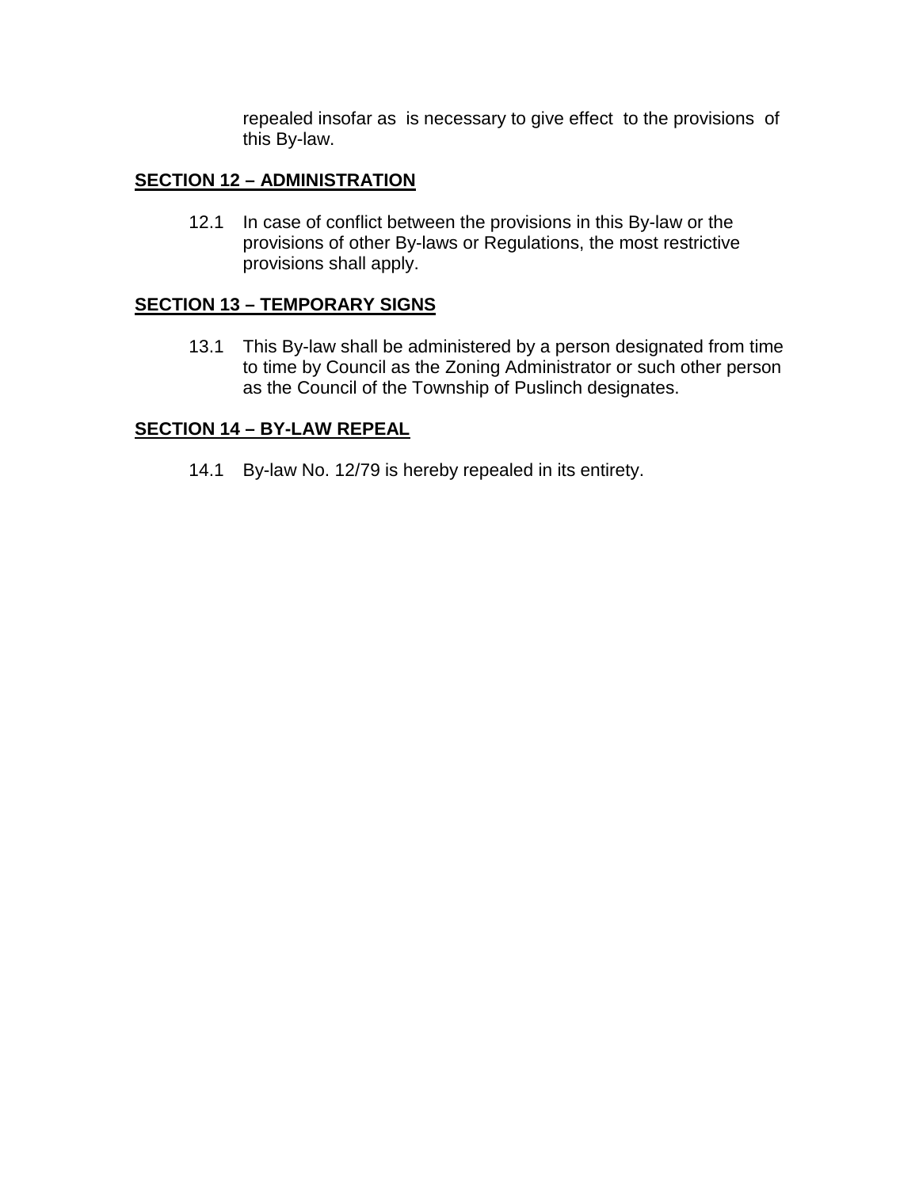repealed insofar as is necessary to give effect to the provisions of this By-law.

## SECTION 12 – ADMINISTRATION

12.1 In case of conflict between the provisions in this By-law or the provisions of other By-laws or Regulations, the most restrictive provisions shall apply.

## SECTION 13 – TEMPORARY SIGNS

13.1 This By-law shall be administered by a person designated from time to time by Council as the Zoning Administrator or such other person as the Council of the Township of Puslinch designates.

## SECTION 14 – BY-LAW REPEAL

14.1 By-law No. 12/79 is hereby repealed in its entirety.